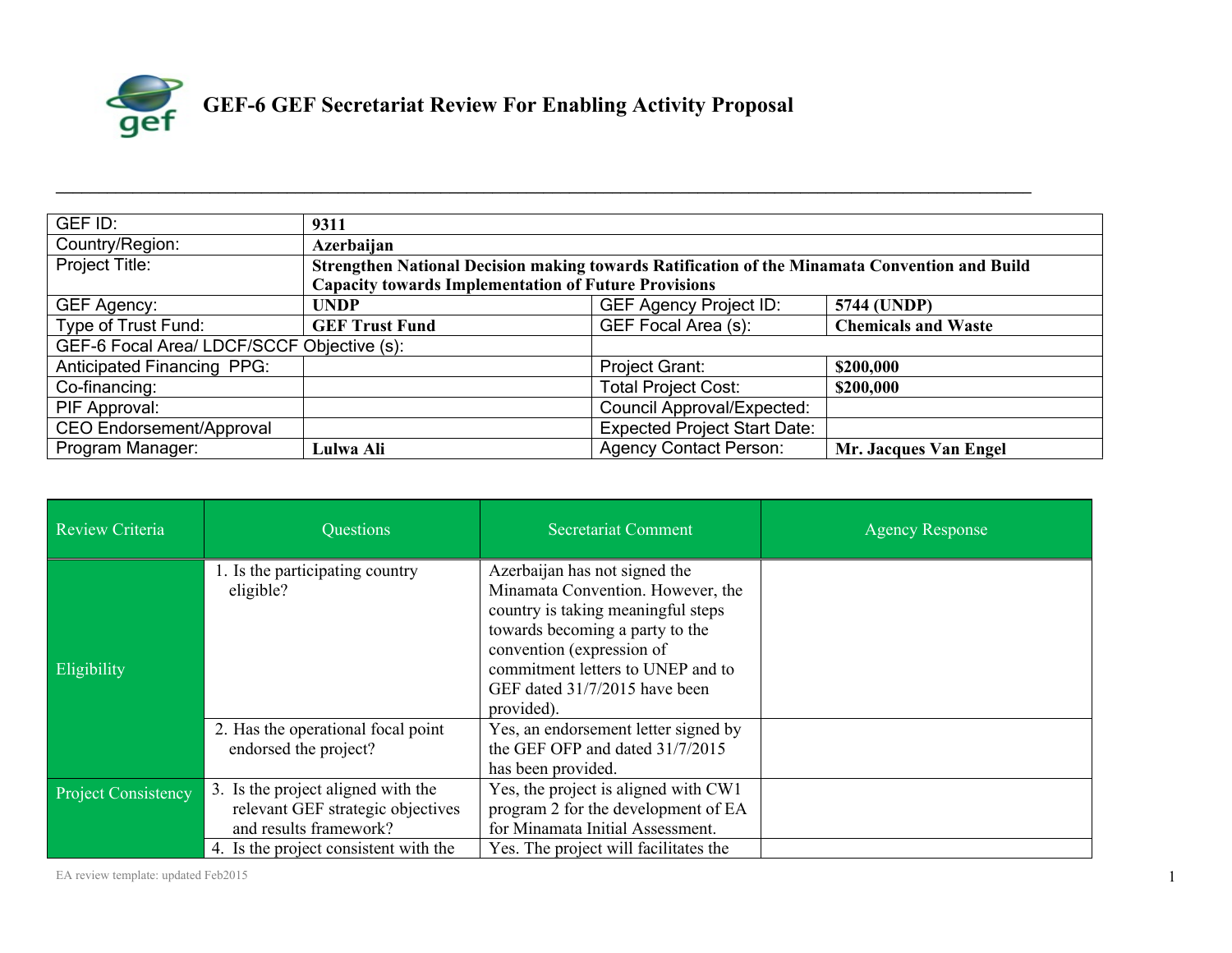# GEF-6 GEF Secretariat Review For Enabling Activity Proposal

| GEF ID: | **9311** | | |
|---|---|---|---|
| Country/Region: | **Azerbaijan** | | |
| Project Title: | **Strengthen National Decision making towards Ratification of the Minamata Convention and Build Capacity towards Implementation of Future Provisions** | | |
| GEF Agency: | **UNDP** | GEF Agency Project ID: | **5744 (UNDP)** |
| Type of Trust Fund: | **GEF Trust Fund** | GEF Focal Area (s): | **Chemicals and Waste** |
| GEF-6 Focal Area/ LDCF/SCCF Objective (s): | | | |
| Anticipated Financing PPG: | | Project Grant: | **$200,000** |
| Co-financing: | | Total Project Cost: | **$200,000** |
| PIF Approval: | | Council Approval/Expected: | |
| CEO Endorsement/Approval | | Expected Project Start Date: | |
| Program Manager: | **Lulwa Ali** | Agency Contact Person: | **Mr. Jacques Van Engel** |

| Review Criteria | Questions | Secretariat Comment | Agency Response |
|---|---|---|---|
| Eligibility | 1. Is the participating country eligible? | Azerbaijan has not signed the Minamata Convention. However, the country is taking meaningful steps towards becoming a party to the convention (expression of commitment letters to UNEP and to GEF dated 31/7/2015 have been provided). | |
| | 2. Has the operational focal point endorsed the project? | Yes, an endorsement letter signed by the GEF OFP and dated 31/7/2015 has been provided. | |
| Project Consistency | 3. Is the project aligned with the relevant GEF strategic objectives and results framework? | Yes, the project is aligned with CW1 program 2 for the development of EA for Minamata Initial Assessment. | |
| | 4. Is the project consistent with the | Yes. The project will facilitates the | |

EA review template: updated Feb2015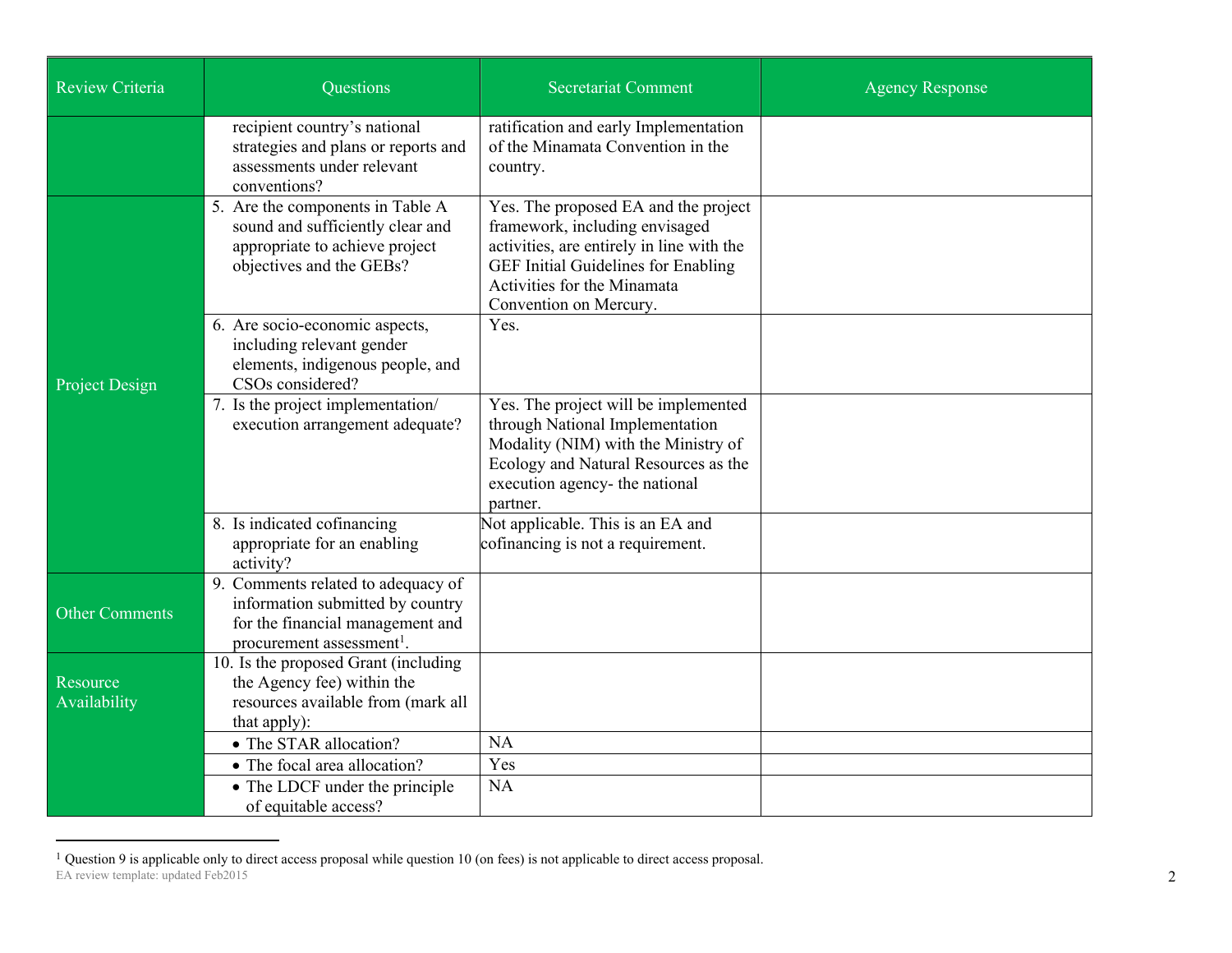| Review Criteria | Questions | Secretariat Comment | Agency Response |
|---|---|---|---|
| | recipient country's national strategies and plans or reports and assessments under relevant conventions? | ratification and early Implementation of the Minamata Convention in the country. | |
| Project Design | 5. Are the components in Table A sound and sufficiently clear and appropriate to achieve project objectives and the GEBs? | Yes. The proposed EA and the project framework, including envisaged activities, are entirely in line with the GEF Initial Guidelines for Enabling Activities for the Minamata Convention on Mercury. | |
| | 6. Are socio-economic aspects, including relevant gender elements, indigenous people, and CSOs considered? | Yes. | |
| | 7. Is the project implementation/ execution arrangement adequate? | Yes. The project will be implemented through National Implementation Modality (NIM) with the Ministry of Ecology and Natural Resources as the execution agency- the national partner. | |
| | 8. Is indicated cofinancing appropriate for an enabling activity? | Not applicable. This is an EA and cofinancing is not a requirement. | |
| Other Comments | 9. Comments related to adequacy of information submitted by country for the financial management and procurement assessment[1]. | | |
| Resource Availability | 10. Is the proposed Grant (including the Agency fee) within the resources available from (mark all that apply): | | |
| | • The STAR allocation? | NA | |
| | • The focal area allocation? | Yes | |
| | • The LDCF under the principle of equitable access? | NA | |

[1] Question 9 is applicable only to direct access proposal while question 10 (on fees) is not applicable to direct access proposal.

EA review template: updated Feb2015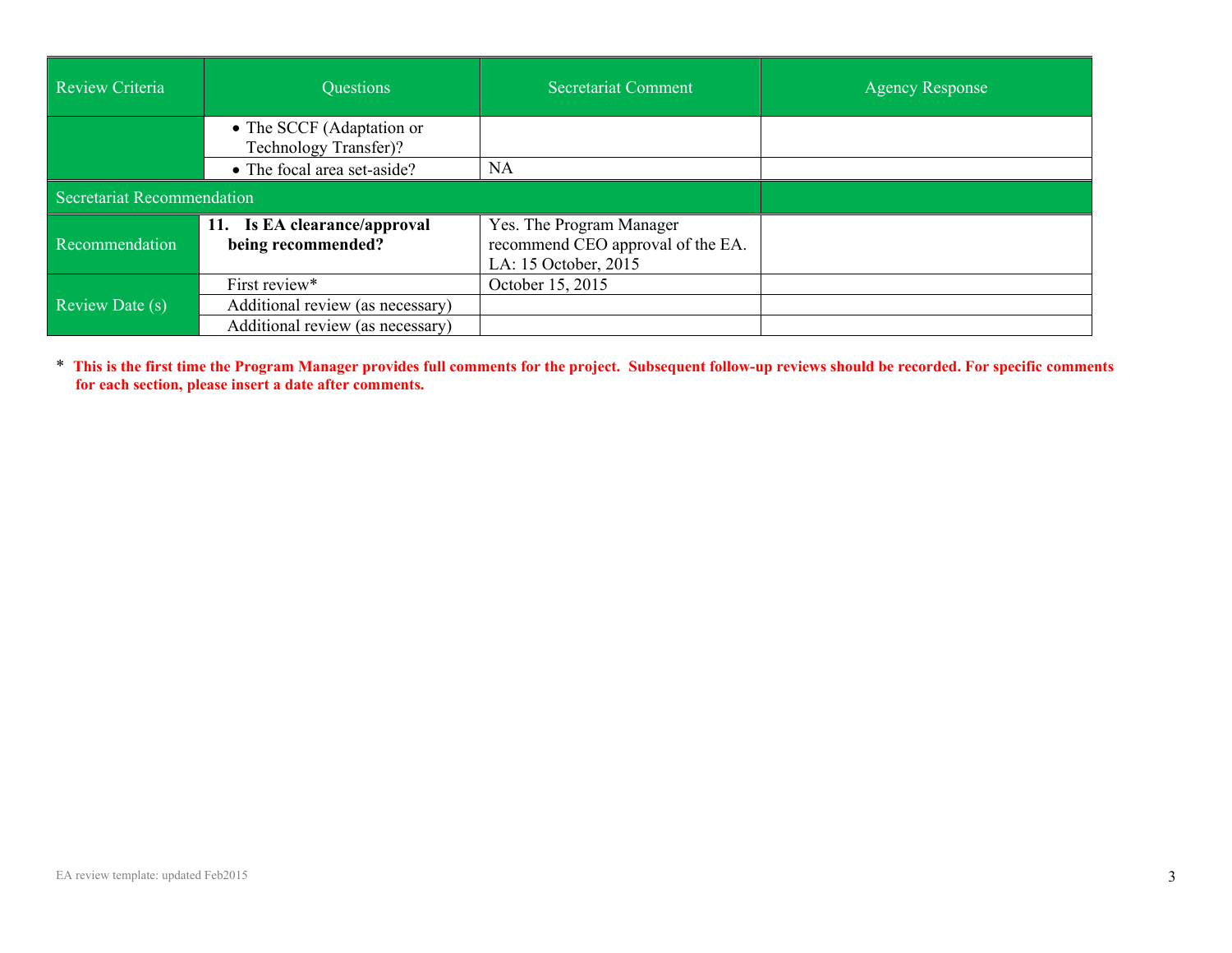| Review Criteria | Questions | Secretariat Comment | Agency Response |
|---|---|---|---|
| | • The SCCF (Adaptation or Technology Transfer)? | | |
| | • The focal area set-aside? | NA | |
| Secretariat Recommendation | | | |
| Recommendation | **11. Is EA clearance/approval being recommended?** | Yes. The Program Manager recommend CEO approval of the EA. LA: 15 October, 2015 | |
| Review Date (s) | First review* | October 15, 2015 | |
| | Additional review (as necessary) | | |
| | Additional review (as necessary) | | |

* **This is the first time the Program Manager provides full comments for the project. Subsequent follow-up reviews should be recorded. For specific comments for each section, please insert a date after comments.**

EA review template: updated Feb2015